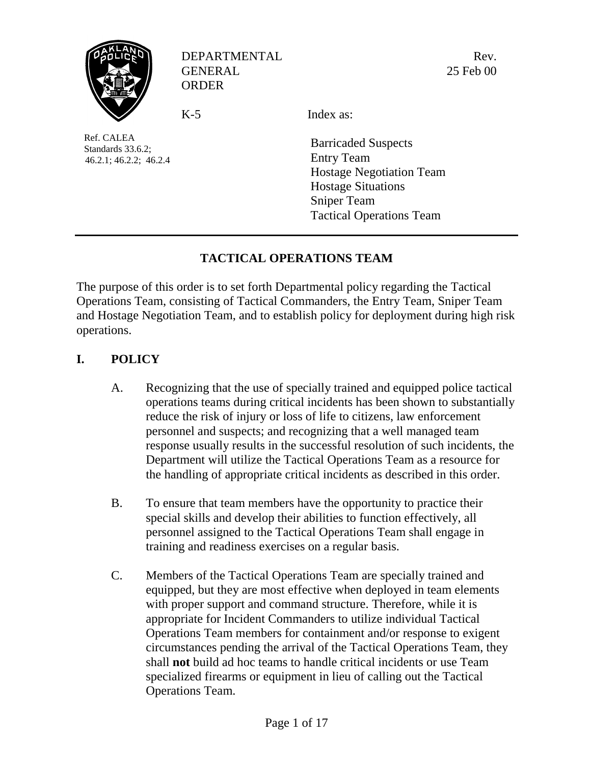DEPARTMENTAL GENERAL ORDER

Rev. 25 Feb 00

K-5

Index as:

Ref. CALEA Standards 33.6.2; 46.2.1; 46.2.2; 46.2.4

Barricaded Suspects
Entry Team
Hostage Negotiation Team
Hostage Situations
Sniper Team
Tactical Operations Team

---

# TACTICAL OPERATIONS TEAM

The purpose of this order is to set forth Departmental policy regarding the Tactical Operations Team, consisting of Tactical Commanders, the Entry Team, Sniper Team and Hostage Negotiation Team, and to establish policy for deployment during high risk operations.

## I. POLICY

A. Recognizing that the use of specially trained and equipped police tactical operations teams during critical incidents has been shown to substantially reduce the risk of injury or loss of life to citizens, law enforcement personnel and suspects; and recognizing that a well managed team response usually results in the successful resolution of such incidents, the Department will utilize the Tactical Operations Team as a resource for the handling of appropriate critical incidents as described in this order.

B. To ensure that team members have the opportunity to practice their special skills and develop their abilities to function effectively, all personnel assigned to the Tactical Operations Team shall engage in training and readiness exercises on a regular basis.

C. Members of the Tactical Operations Team are specially trained and equipped, but they are most effective when deployed in team elements with proper support and command structure. Therefore, while it is appropriate for Incident Commanders to utilize individual Tactical Operations Team members for containment and/or response to exigent circumstances pending the arrival of the Tactical Operations Team, they shall **not** build ad hoc teams to handle critical incidents or use Team specialized firearms or equipment in lieu of calling out the Tactical Operations Team.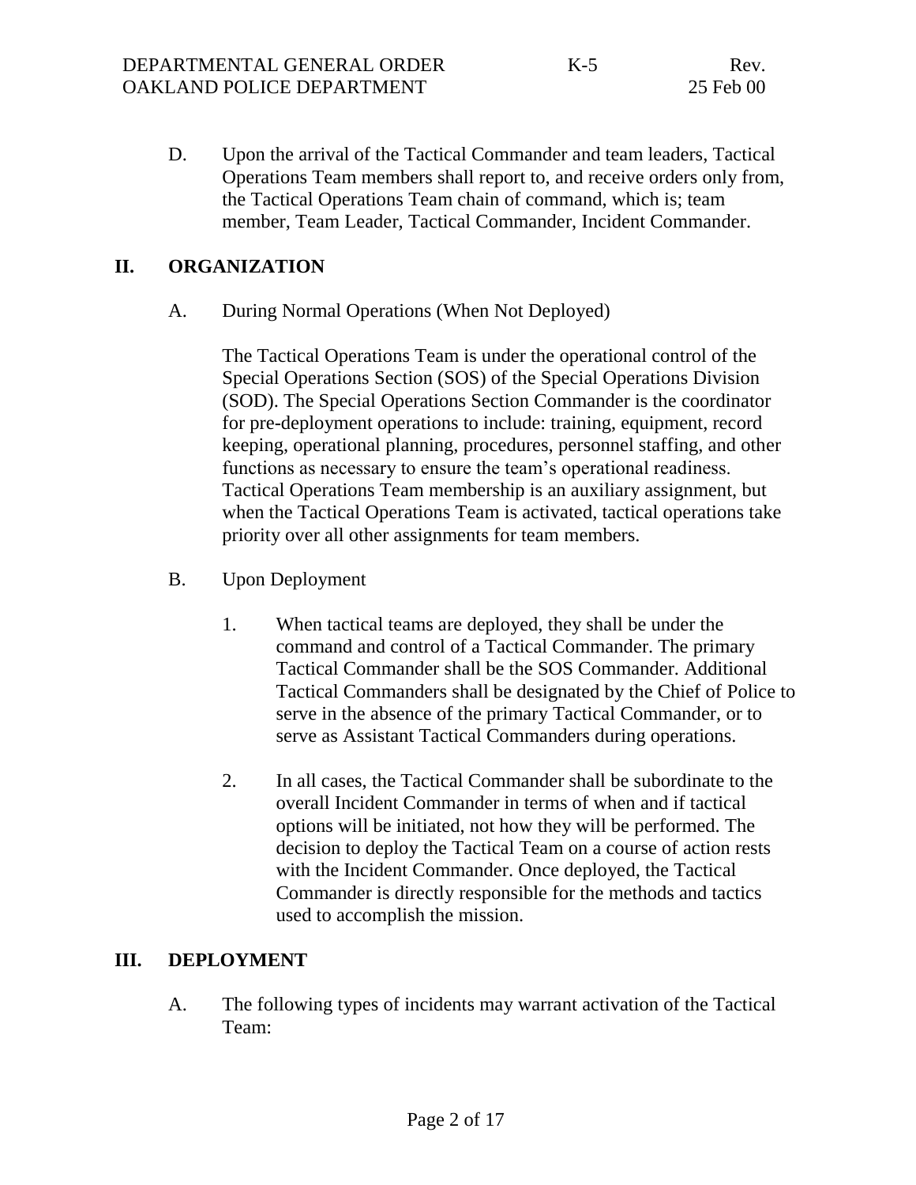D. Upon the arrival of the Tactical Commander and team leaders, Tactical Operations Team members shall report to, and receive orders only from, the Tactical Operations Team chain of command, which is; team member, Team Leader, Tactical Commander, Incident Commander.

## II. ORGANIZATION

A. During Normal Operations (When Not Deployed)

The Tactical Operations Team is under the operational control of the Special Operations Section (SOS) of the Special Operations Division (SOD). The Special Operations Section Commander is the coordinator for pre-deployment operations to include: training, equipment, record keeping, operational planning, procedures, personnel staffing, and other functions as necessary to ensure the team's operational readiness. Tactical Operations Team membership is an auxiliary assignment, but when the Tactical Operations Team is activated, tactical operations take priority over all other assignments for team members.

B. Upon Deployment

1. When tactical teams are deployed, they shall be under the command and control of a Tactical Commander. The primary Tactical Commander shall be the SOS Commander. Additional Tactical Commanders shall be designated by the Chief of Police to serve in the absence of the primary Tactical Commander, or to serve as Assistant Tactical Commanders during operations.

2. In all cases, the Tactical Commander shall be subordinate to the overall Incident Commander in terms of when and if tactical options will be initiated, not how they will be performed. The decision to deploy the Tactical Team on a course of action rests with the Incident Commander. Once deployed, the Tactical Commander is directly responsible for the methods and tactics used to accomplish the mission.

## III. DEPLOYMENT

A. The following types of incidents may warrant activation of the Tactical Team: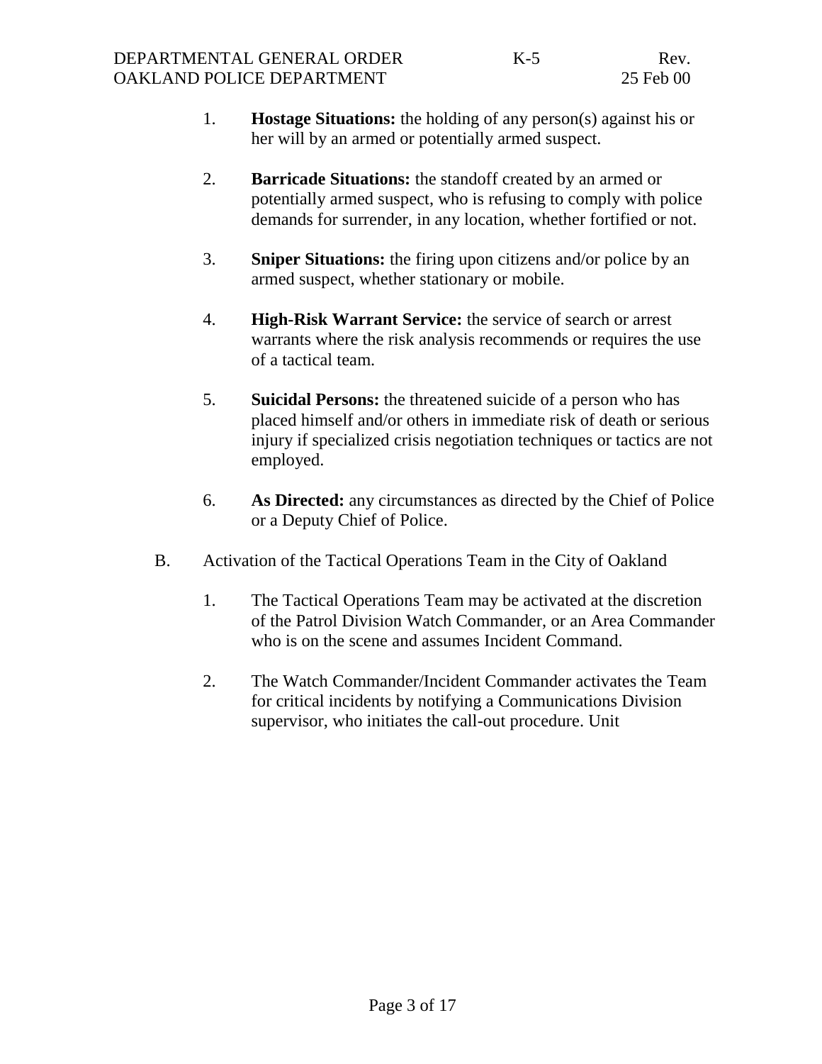1. **Hostage Situations:** the holding of any person(s) against his or her will by an armed or potentially armed suspect.

2. **Barricade Situations:** the standoff created by an armed or potentially armed suspect, who is refusing to comply with police demands for surrender, in any location, whether fortified or not.

3. **Sniper Situations:** the firing upon citizens and/or police by an armed suspect, whether stationary or mobile.

4. **High-Risk Warrant Service:** the service of search or arrest warrants where the risk analysis recommends or requires the use of a tactical team.

5. **Suicidal Persons:** the threatened suicide of a person who has placed himself and/or others in immediate risk of death or serious injury if specialized crisis negotiation techniques or tactics are not employed.

6. **As Directed:** any circumstances as directed by the Chief of Police or a Deputy Chief of Police.

B. Activation of the Tactical Operations Team in the City of Oakland

1. The Tactical Operations Team may be activated at the discretion of the Patrol Division Watch Commander, or an Area Commander who is on the scene and assumes Incident Command.

2. The Watch Commander/Incident Commander activates the Team for critical incidents by notifying a Communications Division supervisor, who initiates the call-out procedure. Unit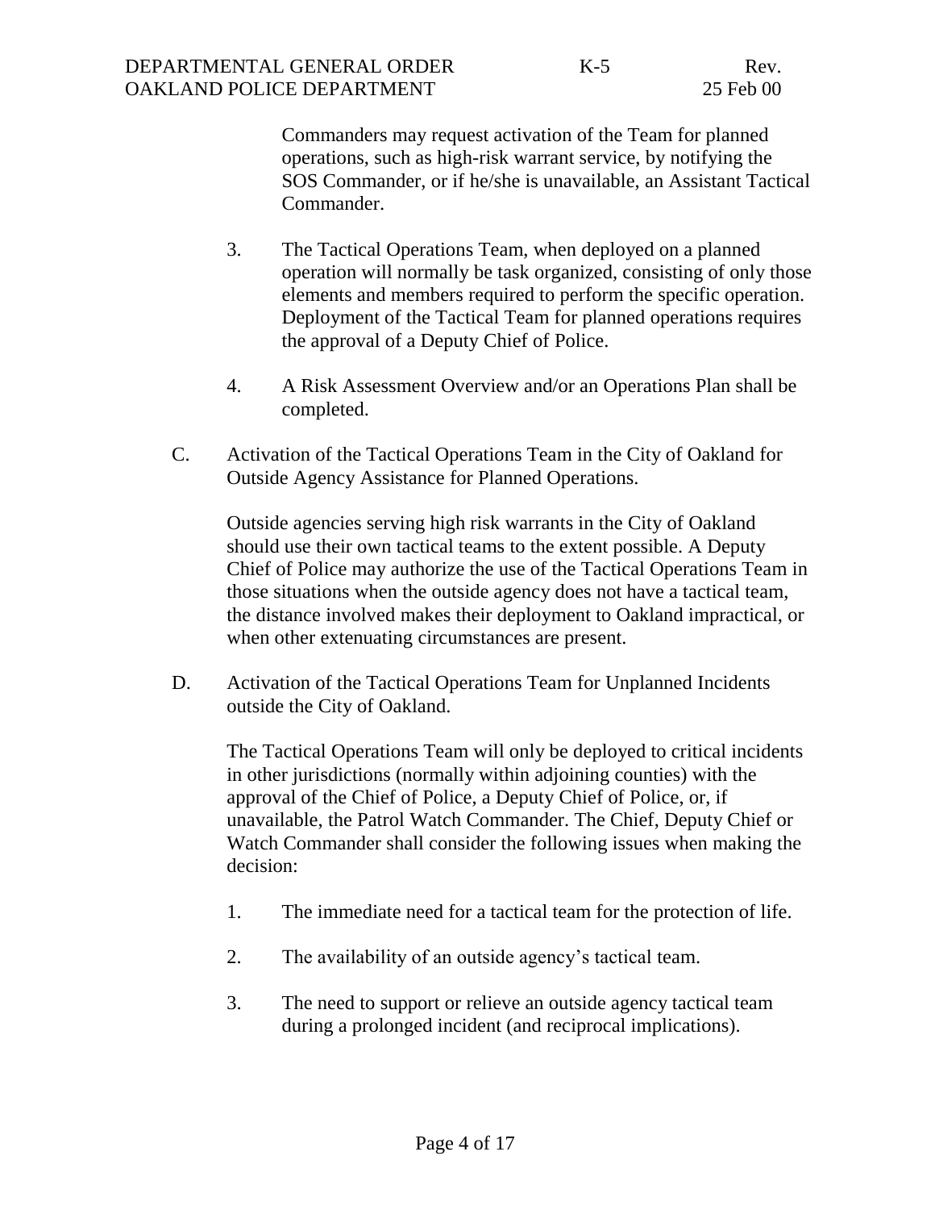Commanders may request activation of the Team for planned operations, such as high-risk warrant service, by notifying the SOS Commander, or if he/she is unavailable, an Assistant Tactical Commander.

3. The Tactical Operations Team, when deployed on a planned operation will normally be task organized, consisting of only those elements and members required to perform the specific operation. Deployment of the Tactical Team for planned operations requires the approval of a Deputy Chief of Police.

4. A Risk Assessment Overview and/or an Operations Plan shall be completed.

C. Activation of the Tactical Operations Team in the City of Oakland for Outside Agency Assistance for Planned Operations.

Outside agencies serving high risk warrants in the City of Oakland should use their own tactical teams to the extent possible. A Deputy Chief of Police may authorize the use of the Tactical Operations Team in those situations when the outside agency does not have a tactical team, the distance involved makes their deployment to Oakland impractical, or when other extenuating circumstances are present.

D. Activation of the Tactical Operations Team for Unplanned Incidents outside the City of Oakland.

The Tactical Operations Team will only be deployed to critical incidents in other jurisdictions (normally within adjoining counties) with the approval of the Chief of Police, a Deputy Chief of Police, or, if unavailable, the Patrol Watch Commander. The Chief, Deputy Chief or Watch Commander shall consider the following issues when making the decision:

1. The immediate need for a tactical team for the protection of life.

2. The availability of an outside agency's tactical team.

3. The need to support or relieve an outside agency tactical team during a prolonged incident (and reciprocal implications).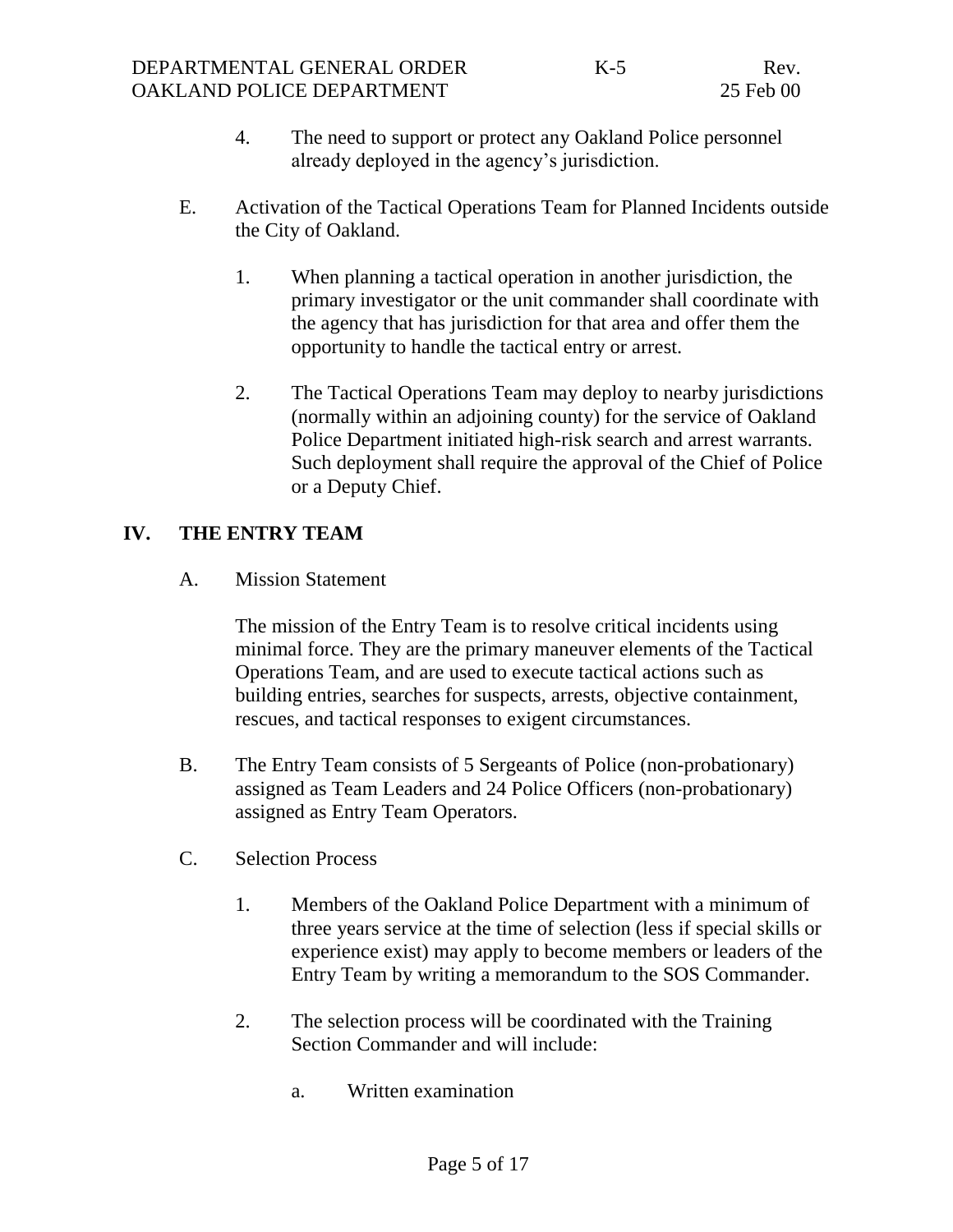4. The need to support or protect any Oakland Police personnel already deployed in the agency's jurisdiction.

E. Activation of the Tactical Operations Team for Planned Incidents outside the City of Oakland.

1. When planning a tactical operation in another jurisdiction, the primary investigator or the unit commander shall coordinate with the agency that has jurisdiction for that area and offer them the opportunity to handle the tactical entry or arrest.

2. The Tactical Operations Team may deploy to nearby jurisdictions (normally within an adjoining county) for the service of Oakland Police Department initiated high-risk search and arrest warrants. Such deployment shall require the approval of the Chief of Police or a Deputy Chief.

## IV. THE ENTRY TEAM

A. Mission Statement

The mission of the Entry Team is to resolve critical incidents using minimal force. They are the primary maneuver elements of the Tactical Operations Team, and are used to execute tactical actions such as building entries, searches for suspects, arrests, objective containment, rescues, and tactical responses to exigent circumstances.

B. The Entry Team consists of 5 Sergeants of Police (non-probationary) assigned as Team Leaders and 24 Police Officers (non-probationary) assigned as Entry Team Operators.

C. Selection Process

1. Members of the Oakland Police Department with a minimum of three years service at the time of selection (less if special skills or experience exist) may apply to become members or leaders of the Entry Team by writing a memorandum to the SOS Commander.

2. The selection process will be coordinated with the Training Section Commander and will include:

a. Written examination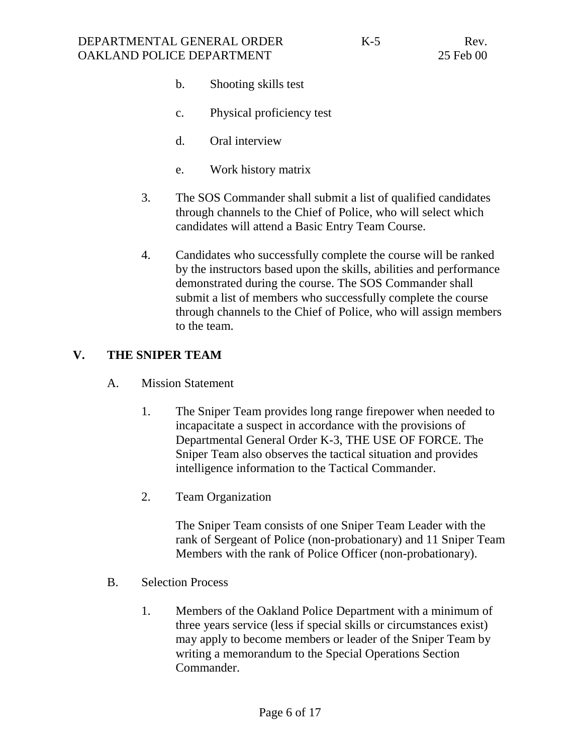b. Shooting skills test

c. Physical proficiency test

d. Oral interview

e. Work history matrix

3. The SOS Commander shall submit a list of qualified candidates through channels to the Chief of Police, who will select which candidates will attend a Basic Entry Team Course.

4. Candidates who successfully complete the course will be ranked by the instructors based upon the skills, abilities and performance demonstrated during the course. The SOS Commander shall submit a list of members who successfully complete the course through channels to the Chief of Police, who will assign members to the team.

## V. THE SNIPER TEAM

A. Mission Statement

1. The Sniper Team provides long range firepower when needed to incapacitate a suspect in accordance with the provisions of Departmental General Order K-3, THE USE OF FORCE. The Sniper Team also observes the tactical situation and provides intelligence information to the Tactical Commander.

2. Team Organization

   The Sniper Team consists of one Sniper Team Leader with the rank of Sergeant of Police (non-probationary) and 11 Sniper Team Members with the rank of Police Officer (non-probationary).

B. Selection Process

1. Members of the Oakland Police Department with a minimum of three years service (less if special skills or circumstances exist) may apply to become members or leader of the Sniper Team by writing a memorandum to the Special Operations Section Commander.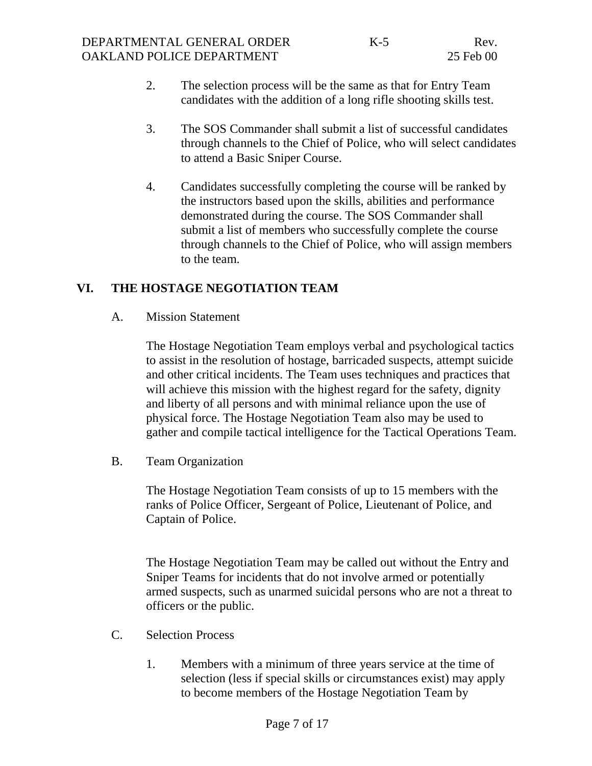2. The selection process will be the same as that for Entry Team candidates with the addition of a long rifle shooting skills test.

3. The SOS Commander shall submit a list of successful candidates through channels to the Chief of Police, who will select candidates to attend a Basic Sniper Course.

4. Candidates successfully completing the course will be ranked by the instructors based upon the skills, abilities and performance demonstrated during the course. The SOS Commander shall submit a list of members who successfully complete the course through channels to the Chief of Police, who will assign members to the team.

## VI. THE HOSTAGE NEGOTIATION TEAM

A. Mission Statement

The Hostage Negotiation Team employs verbal and psychological tactics to assist in the resolution of hostage, barricaded suspects, attempt suicide and other critical incidents. The Team uses techniques and practices that will achieve this mission with the highest regard for the safety, dignity and liberty of all persons and with minimal reliance upon the use of physical force. The Hostage Negotiation Team also may be used to gather and compile tactical intelligence for the Tactical Operations Team.

B. Team Organization

The Hostage Negotiation Team consists of up to 15 members with the ranks of Police Officer, Sergeant of Police, Lieutenant of Police, and Captain of Police.

The Hostage Negotiation Team may be called out without the Entry and Sniper Teams for incidents that do not involve armed or potentially armed suspects, such as unarmed suicidal persons who are not a threat to officers or the public.

C. Selection Process

1. Members with a minimum of three years service at the time of selection (less if special skills or circumstances exist) may apply to become members of the Hostage Negotiation Team by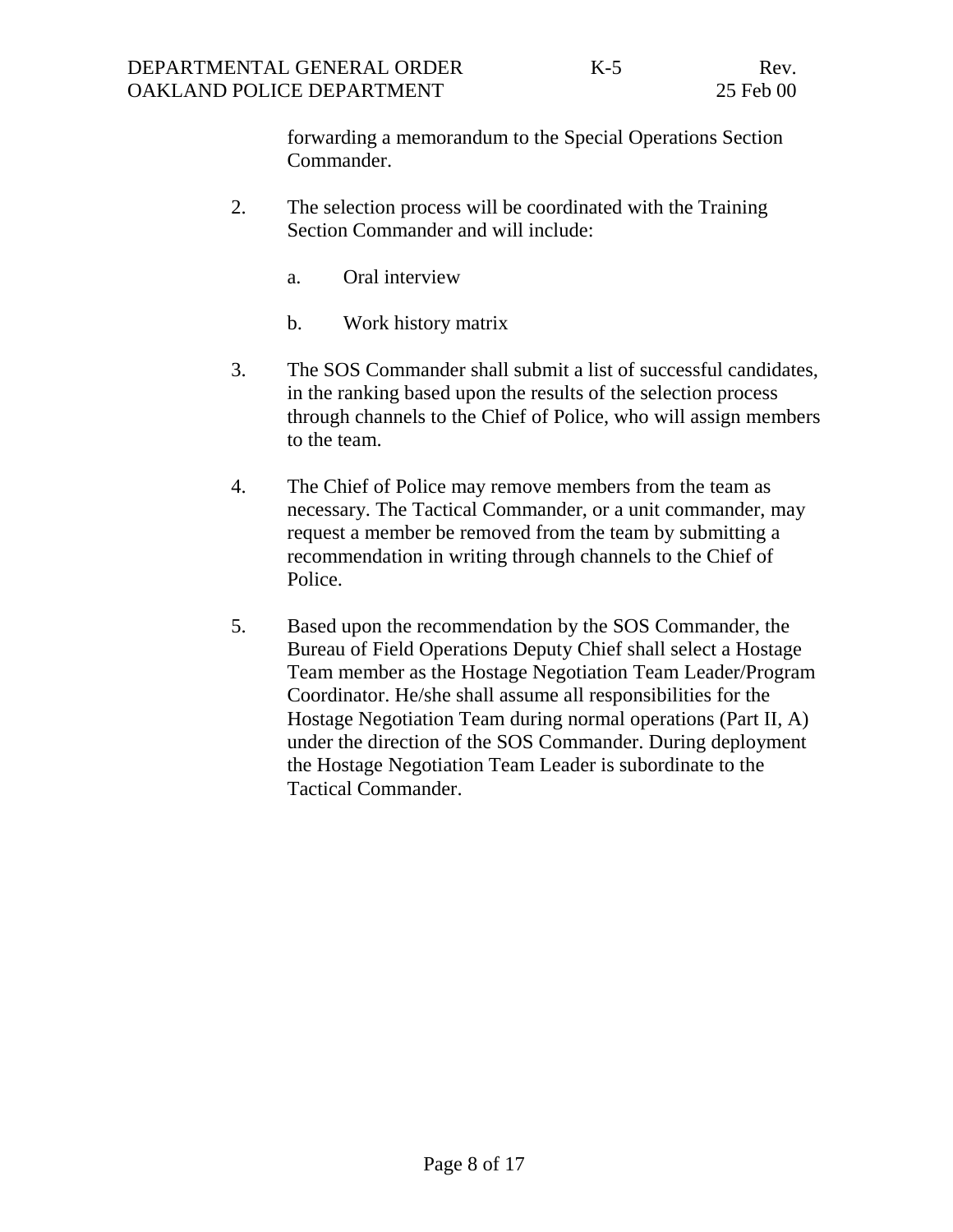forwarding a memorandum to the Special Operations Section Commander.

2. The selection process will be coordinated with the Training Section Commander and will include:

   a. Oral interview

   b. Work history matrix

3. The SOS Commander shall submit a list of successful candidates, in the ranking based upon the results of the selection process through channels to the Chief of Police, who will assign members to the team.

4. The Chief of Police may remove members from the team as necessary. The Tactical Commander, or a unit commander, may request a member be removed from the team by submitting a recommendation in writing through channels to the Chief of Police.

5. Based upon the recommendation by the SOS Commander, the Bureau of Field Operations Deputy Chief shall select a Hostage Team member as the Hostage Negotiation Team Leader/Program Coordinator. He/she shall assume all responsibilities for the Hostage Negotiation Team during normal operations (Part II, A) under the direction of the SOS Commander. During deployment the Hostage Negotiation Team Leader is subordinate to the Tactical Commander.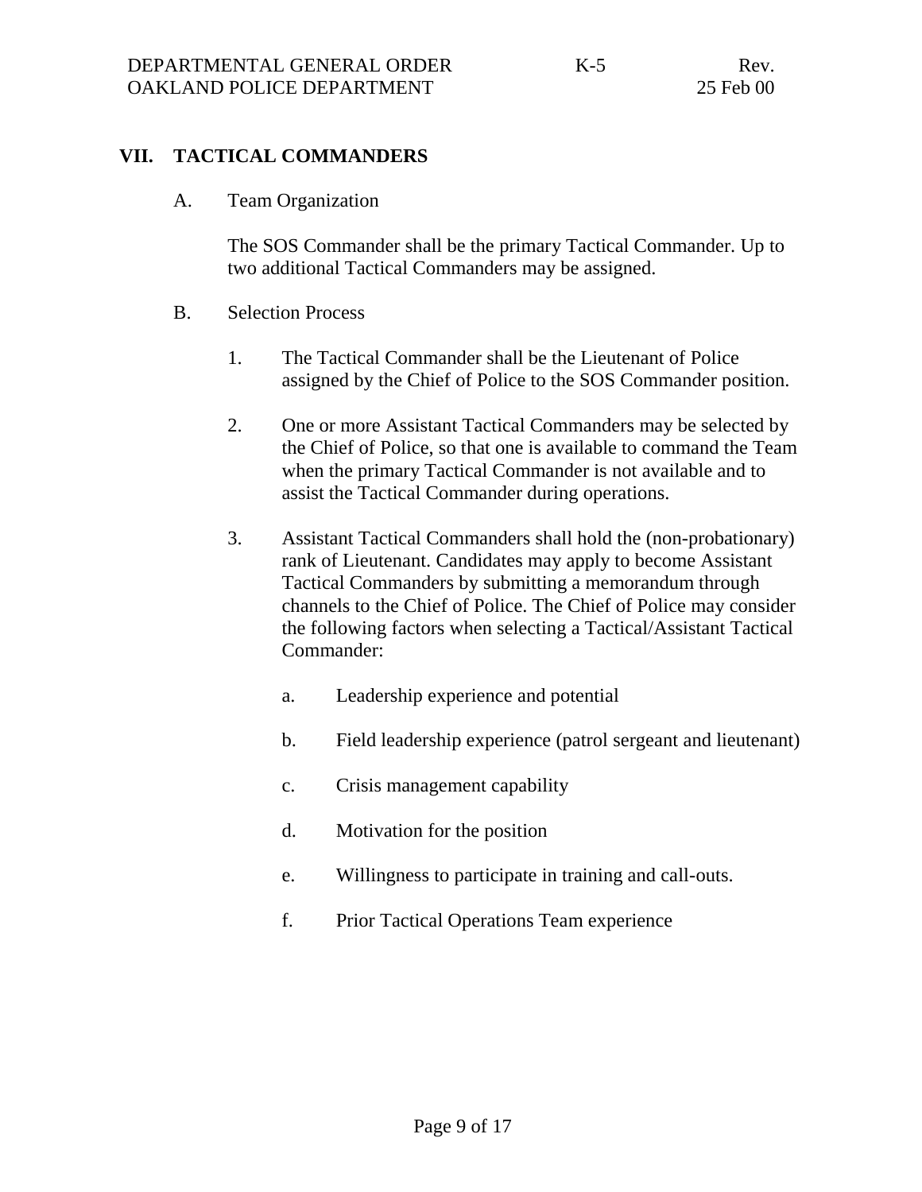## VII. TACTICAL COMMANDERS

A. Team Organization

The SOS Commander shall be the primary Tactical Commander. Up to two additional Tactical Commanders may be assigned.

B. Selection Process

1. The Tactical Commander shall be the Lieutenant of Police assigned by the Chief of Police to the SOS Commander position.

2. One or more Assistant Tactical Commanders may be selected by the Chief of Police, so that one is available to command the Team when the primary Tactical Commander is not available and to assist the Tactical Commander during operations.

3. Assistant Tactical Commanders shall hold the (non-probationary) rank of Lieutenant. Candidates may apply to become Assistant Tactical Commanders by submitting a memorandum through channels to the Chief of Police. The Chief of Police may consider the following factors when selecting a Tactical/Assistant Tactical Commander:

   a. Leadership experience and potential

   b. Field leadership experience (patrol sergeant and lieutenant)

   c. Crisis management capability

   d. Motivation for the position

   e. Willingness to participate in training and call-outs.

   f. Prior Tactical Operations Team experience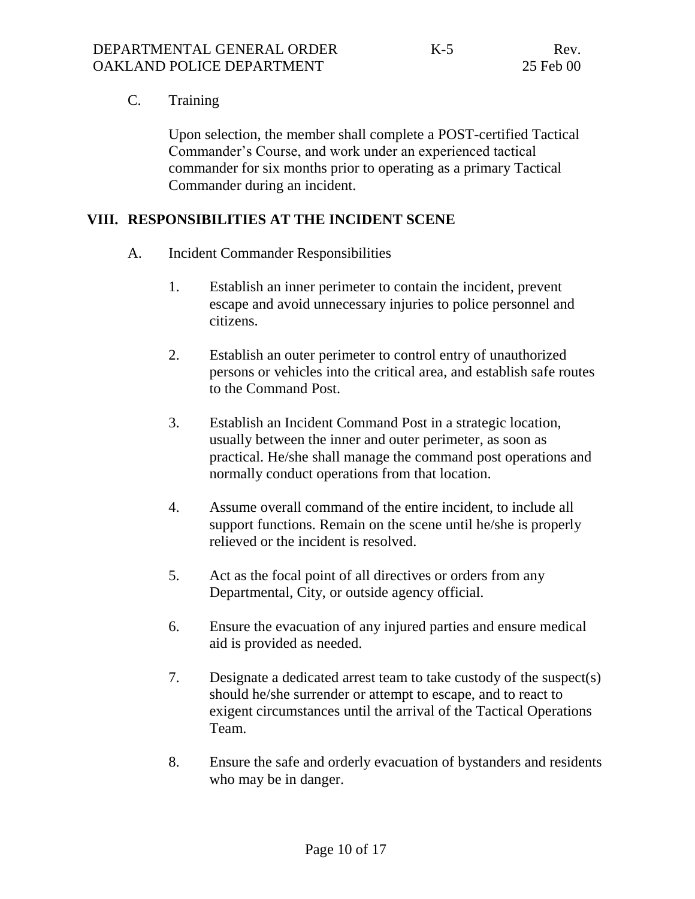C. Training

Upon selection, the member shall complete a POST-certified Tactical Commander's Course, and work under an experienced tactical commander for six months prior to operating as a primary Tactical Commander during an incident.

## VIII. RESPONSIBILITIES AT THE INCIDENT SCENE

A. Incident Commander Responsibilities

1. Establish an inner perimeter to contain the incident, prevent escape and avoid unnecessary injuries to police personnel and citizens.

2. Establish an outer perimeter to control entry of unauthorized persons or vehicles into the critical area, and establish safe routes to the Command Post.

3. Establish an Incident Command Post in a strategic location, usually between the inner and outer perimeter, as soon as practical. He/she shall manage the command post operations and normally conduct operations from that location.

4. Assume overall command of the entire incident, to include all support functions. Remain on the scene until he/she is properly relieved or the incident is resolved.

5. Act as the focal point of all directives or orders from any Departmental, City, or outside agency official.

6. Ensure the evacuation of any injured parties and ensure medical aid is provided as needed.

7. Designate a dedicated arrest team to take custody of the suspect(s) should he/she surrender or attempt to escape, and to react to exigent circumstances until the arrival of the Tactical Operations Team.

8. Ensure the safe and orderly evacuation of bystanders and residents who may be in danger.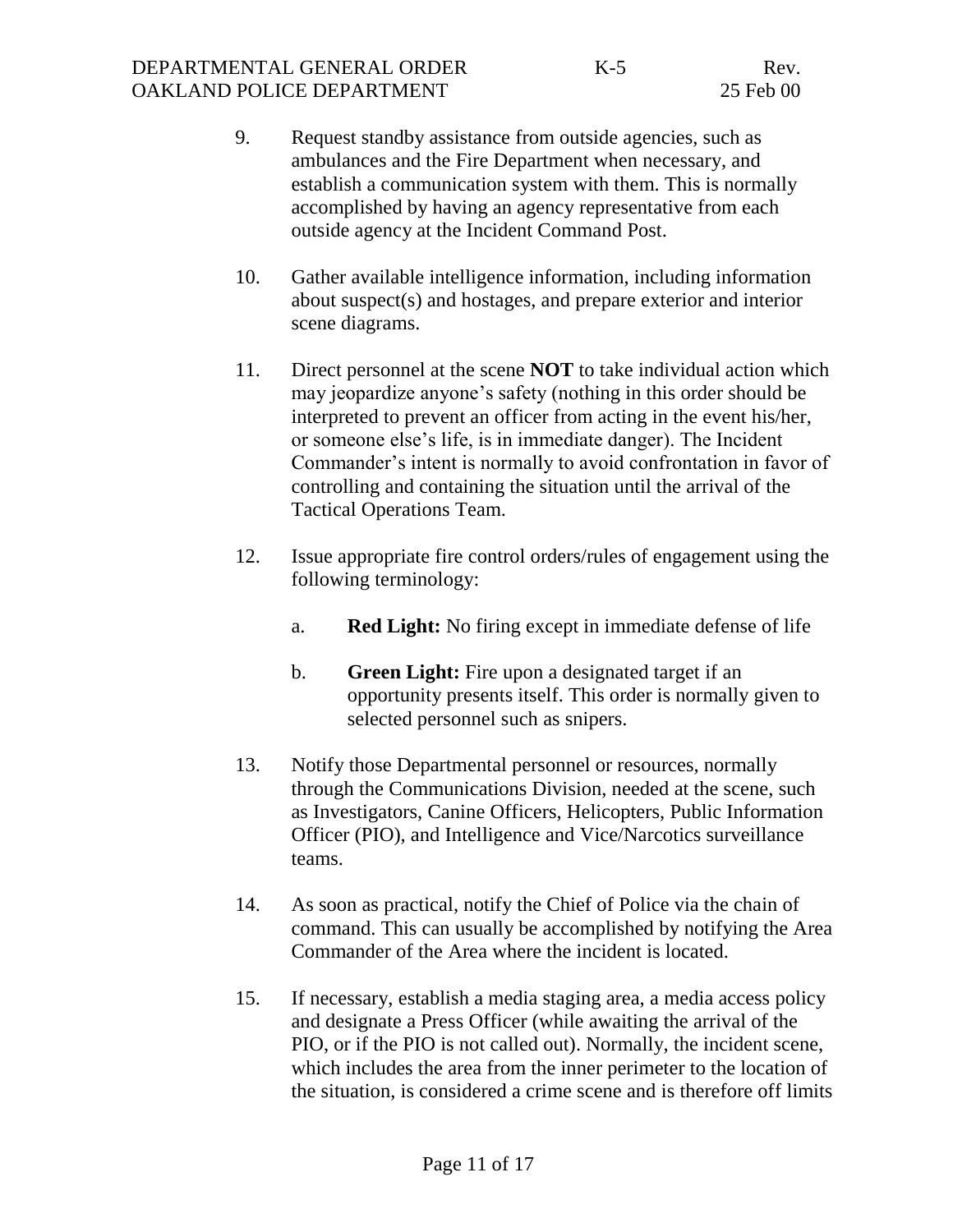9. Request standby assistance from outside agencies, such as ambulances and the Fire Department when necessary, and establish a communication system with them. This is normally accomplished by having an agency representative from each outside agency at the Incident Command Post.

10. Gather available intelligence information, including information about suspect(s) and hostages, and prepare exterior and interior scene diagrams.

11. Direct personnel at the scene **NOT** to take individual action which may jeopardize anyone's safety (nothing in this order should be interpreted to prevent an officer from acting in the event his/her, or someone else's life, is in immediate danger). The Incident Commander's intent is normally to avoid confrontation in favor of controlling and containing the situation until the arrival of the Tactical Operations Team.

12. Issue appropriate fire control orders/rules of engagement using the following terminology:

    a. **Red Light:** No firing except in immediate defense of life

    b. **Green Light:** Fire upon a designated target if an opportunity presents itself. This order is normally given to selected personnel such as snipers.

13. Notify those Departmental personnel or resources, normally through the Communications Division, needed at the scene, such as Investigators, Canine Officers, Helicopters, Public Information Officer (PIO), and Intelligence and Vice/Narcotics surveillance teams.

14. As soon as practical, notify the Chief of Police via the chain of command. This can usually be accomplished by notifying the Area Commander of the Area where the incident is located.

15. If necessary, establish a media staging area, a media access policy and designate a Press Officer (while awaiting the arrival of the PIO, or if the PIO is not called out). Normally, the incident scene, which includes the area from the inner perimeter to the location of the situation, is considered a crime scene and is therefore off limits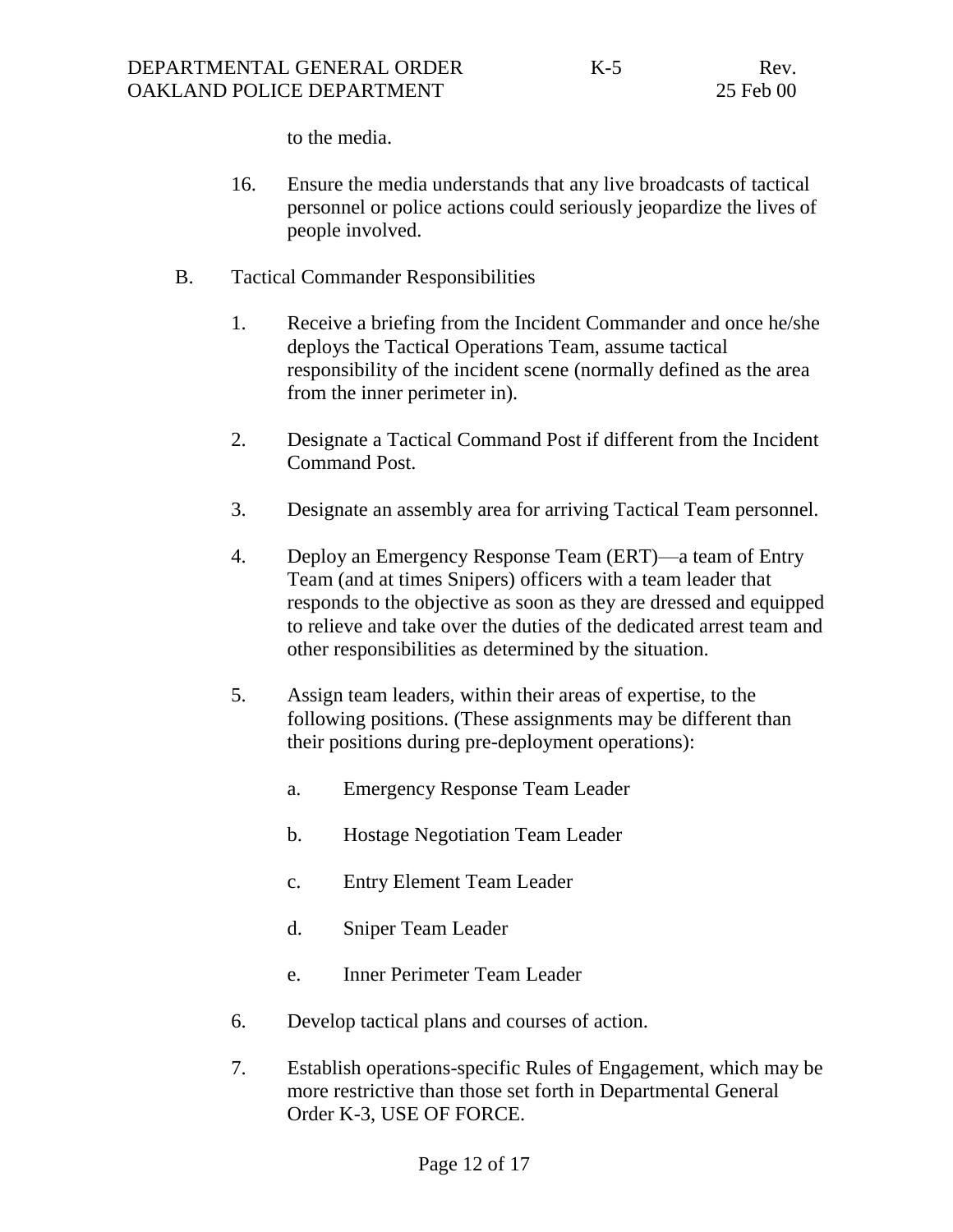to the media.

16. Ensure the media understands that any live broadcasts of tactical personnel or police actions could seriously jeopardize the lives of people involved.

B. Tactical Commander Responsibilities

1. Receive a briefing from the Incident Commander and once he/she deploys the Tactical Operations Team, assume tactical responsibility of the incident scene (normally defined as the area from the inner perimeter in).

2. Designate a Tactical Command Post if different from the Incident Command Post.

3. Designate an assembly area for arriving Tactical Team personnel.

4. Deploy an Emergency Response Team (ERT)—a team of Entry Team (and at times Snipers) officers with a team leader that responds to the objective as soon as they are dressed and equipped to relieve and take over the duties of the dedicated arrest team and other responsibilities as determined by the situation.

5. Assign team leaders, within their areas of expertise, to the following positions. (These assignments may be different than their positions during pre-deployment operations):

   a. Emergency Response Team Leader

   b. Hostage Negotiation Team Leader

   c. Entry Element Team Leader

   d. Sniper Team Leader

   e. Inner Perimeter Team Leader

6. Develop tactical plans and courses of action.

7. Establish operations-specific Rules of Engagement, which may be more restrictive than those set forth in Departmental General Order K-3, USE OF FORCE.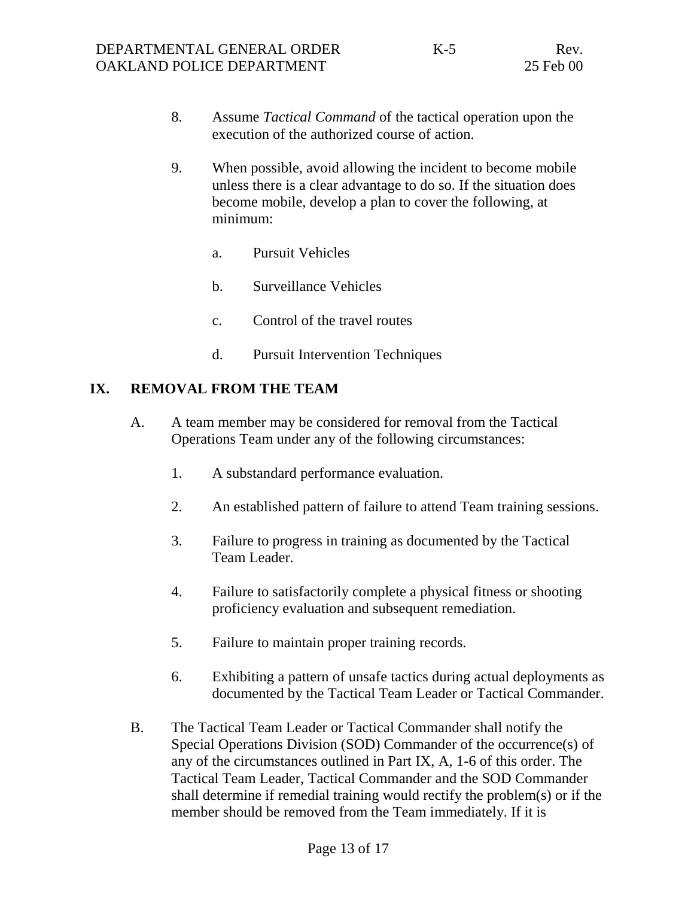8. Assume *Tactical Command* of the tactical operation upon the execution of the authorized course of action.

9. When possible, avoid allowing the incident to become mobile unless there is a clear advantage to do so. If the situation does become mobile, develop a plan to cover the following, at minimum:

   a. Pursuit Vehicles

   b. Surveillance Vehicles

   c. Control of the travel routes

   d. Pursuit Intervention Techniques

## IX. REMOVAL FROM THE TEAM

A. A team member may be considered for removal from the Tactical Operations Team under any of the following circumstances:

   1. A substandard performance evaluation.

   2. An established pattern of failure to attend Team training sessions.

   3. Failure to progress in training as documented by the Tactical Team Leader.

   4. Failure to satisfactorily complete a physical fitness or shooting proficiency evaluation and subsequent remediation.

   5. Failure to maintain proper training records.

   6. Exhibiting a pattern of unsafe tactics during actual deployments as documented by the Tactical Team Leader or Tactical Commander.

B. The Tactical Team Leader or Tactical Commander shall notify the Special Operations Division (SOD) Commander of the occurrence(s) of any of the circumstances outlined in Part IX, A, 1-6 of this order. The Tactical Team Leader, Tactical Commander and the SOD Commander shall determine if remedial training would rectify the problem(s) or if the member should be removed from the Team immediately. If it is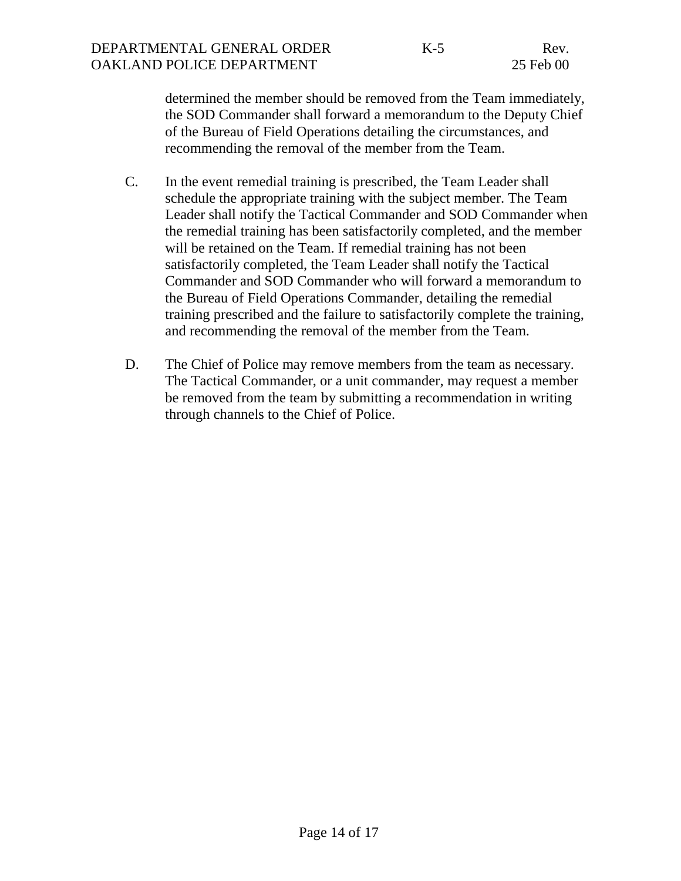determined the member should be removed from the Team immediately, the SOD Commander shall forward a memorandum to the Deputy Chief of the Bureau of Field Operations detailing the circumstances, and recommending the removal of the member from the Team.

C. In the event remedial training is prescribed, the Team Leader shall schedule the appropriate training with the subject member. The Team Leader shall notify the Tactical Commander and SOD Commander when the remedial training has been satisfactorily completed, and the member will be retained on the Team. If remedial training has not been satisfactorily completed, the Team Leader shall notify the Tactical Commander and SOD Commander who will forward a memorandum to the Bureau of Field Operations Commander, detailing the remedial training prescribed and the failure to satisfactorily complete the training, and recommending the removal of the member from the Team.

D. The Chief of Police may remove members from the team as necessary. The Tactical Commander, or a unit commander, may request a member be removed from the team by submitting a recommendation in writing through channels to the Chief of Police.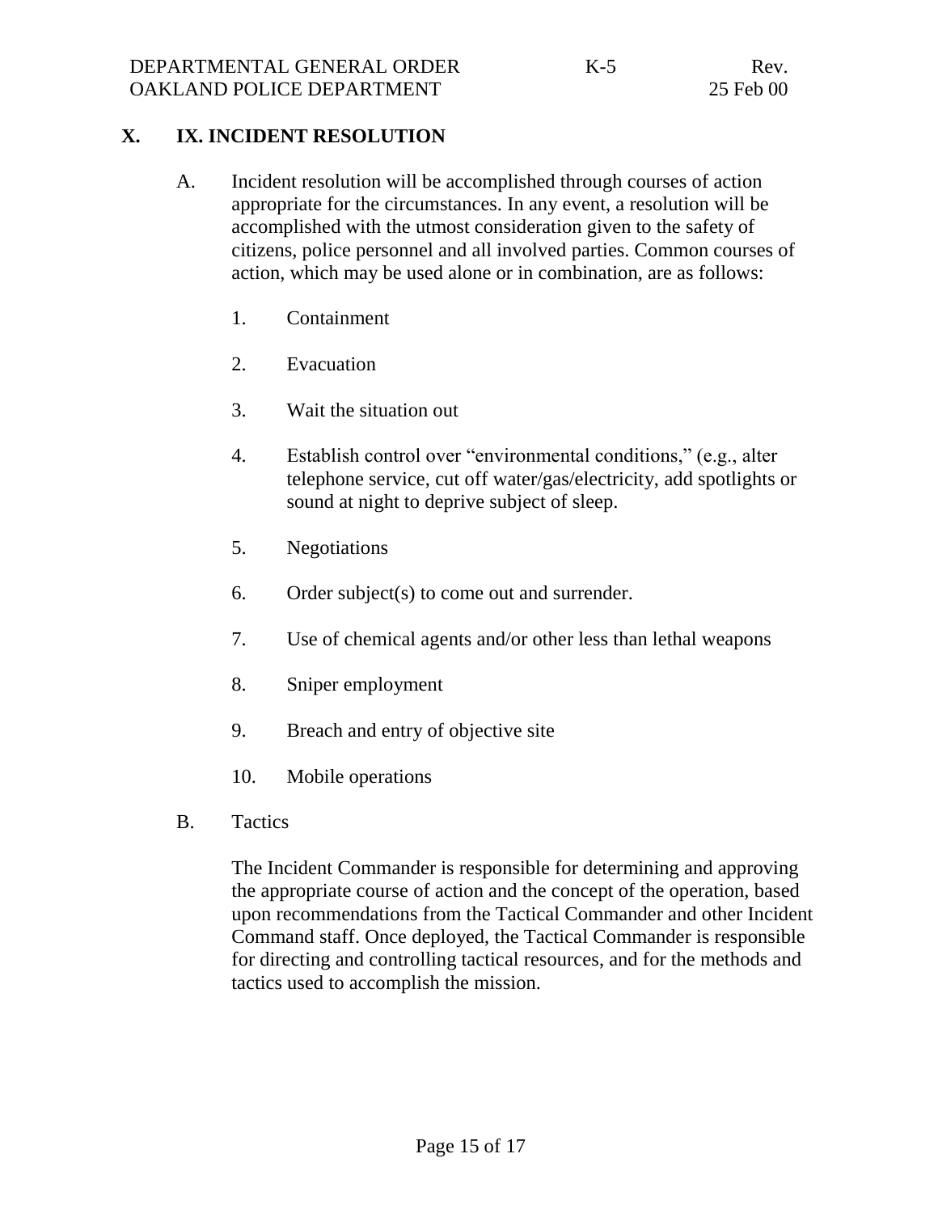## X. IX. INCIDENT RESOLUTION

A. Incident resolution will be accomplished through courses of action appropriate for the circumstances. In any event, a resolution will be accomplished with the utmost consideration given to the safety of citizens, police personnel and all involved parties. Common courses of action, which may be used alone or in combination, are as follows:

1. Containment
2. Evacuation
3. Wait the situation out
4. Establish control over "environmental conditions," (e.g., alter telephone service, cut off water/gas/electricity, add spotlights or sound at night to deprive subject of sleep.
5. Negotiations
6. Order subject(s) to come out and surrender.
7. Use of chemical agents and/or other less than lethal weapons
8. Sniper employment
9. Breach and entry of objective site
10. Mobile operations

B. Tactics

The Incident Commander is responsible for determining and approving the appropriate course of action and the concept of the operation, based upon recommendations from the Tactical Commander and other Incident Command staff. Once deployed, the Tactical Commander is responsible for directing and controlling tactical resources, and for the methods and tactics used to accomplish the mission.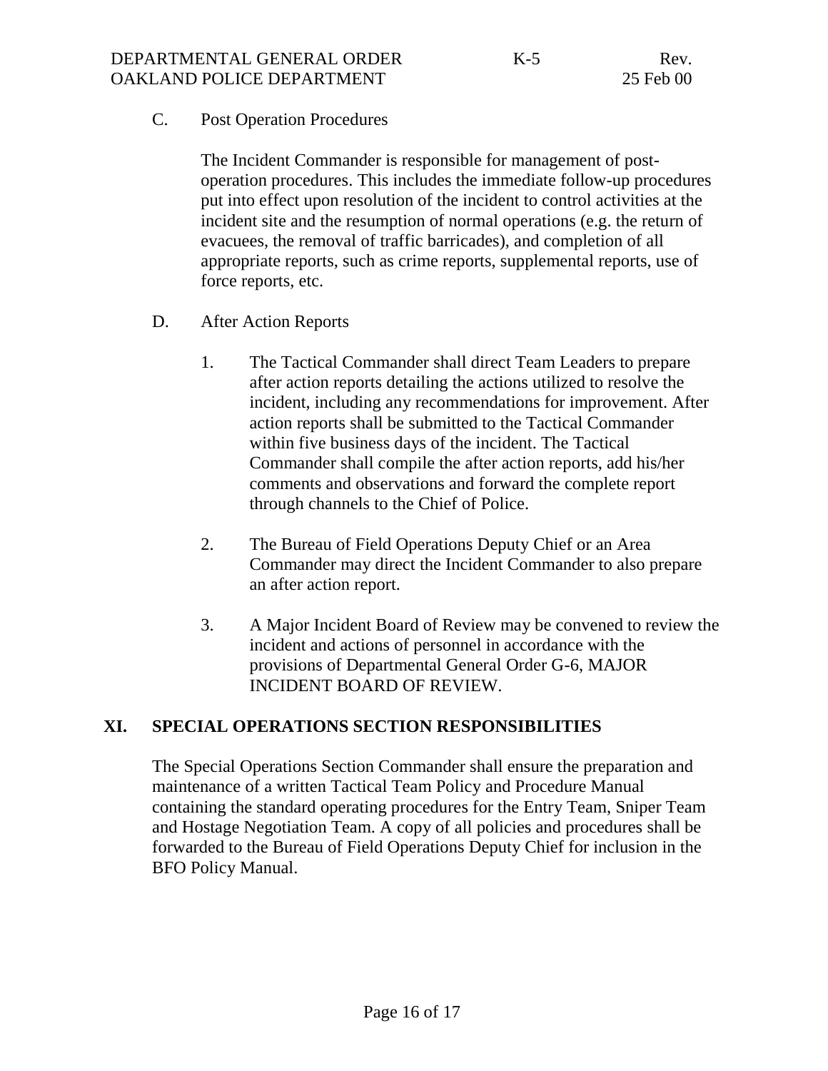C. Post Operation Procedures

The Incident Commander is responsible for management of post-operation procedures. This includes the immediate follow-up procedures put into effect upon resolution of the incident to control activities at the incident site and the resumption of normal operations (e.g. the return of evacuees, the removal of traffic barricades), and completion of all appropriate reports, such as crime reports, supplemental reports, use of force reports, etc.

D. After Action Reports

1. The Tactical Commander shall direct Team Leaders to prepare after action reports detailing the actions utilized to resolve the incident, including any recommendations for improvement. After action reports shall be submitted to the Tactical Commander within five business days of the incident. The Tactical Commander shall compile the after action reports, add his/her comments and observations and forward the complete report through channels to the Chief of Police.

2. The Bureau of Field Operations Deputy Chief or an Area Commander may direct the Incident Commander to also prepare an after action report.

3. A Major Incident Board of Review may be convened to review the incident and actions of personnel in accordance with the provisions of Departmental General Order G-6, MAJOR INCIDENT BOARD OF REVIEW.

## XI. SPECIAL OPERATIONS SECTION RESPONSIBILITIES

The Special Operations Section Commander shall ensure the preparation and maintenance of a written Tactical Team Policy and Procedure Manual containing the standard operating procedures for the Entry Team, Sniper Team and Hostage Negotiation Team. A copy of all policies and procedures shall be forwarded to the Bureau of Field Operations Deputy Chief for inclusion in the BFO Policy Manual.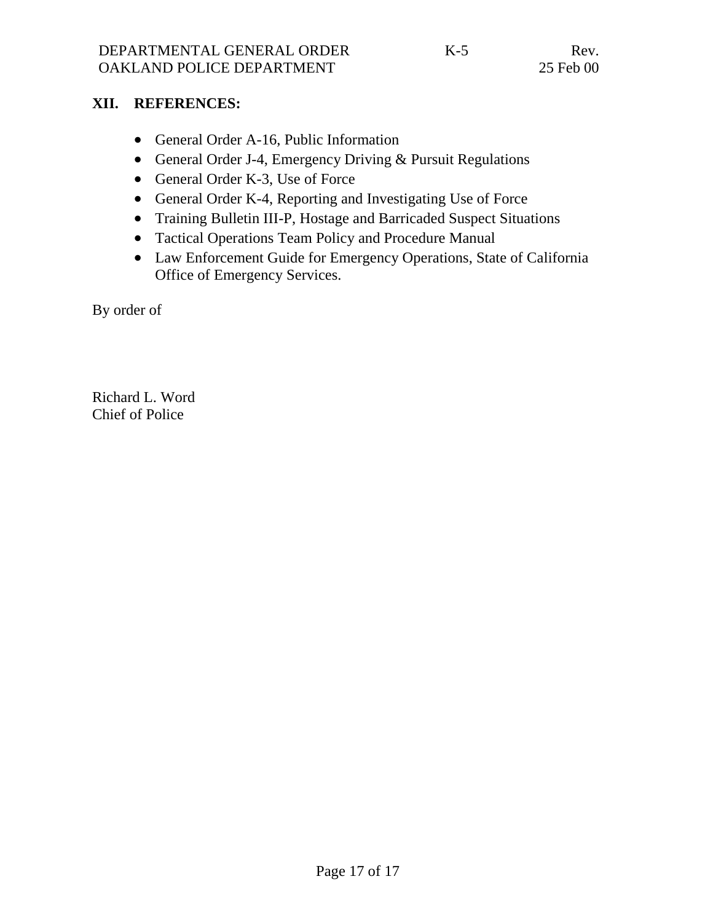## XII. REFERENCES:

- General Order A-16, Public Information
- General Order J-4, Emergency Driving & Pursuit Regulations
- General Order K-3, Use of Force
- General Order K-4, Reporting and Investigating Use of Force
- Training Bulletin III-P, Hostage and Barricaded Suspect Situations
- Tactical Operations Team Policy and Procedure Manual
- Law Enforcement Guide for Emergency Operations, State of California Office of Emergency Services.

By order of

Richard L. Word
Chief of Police